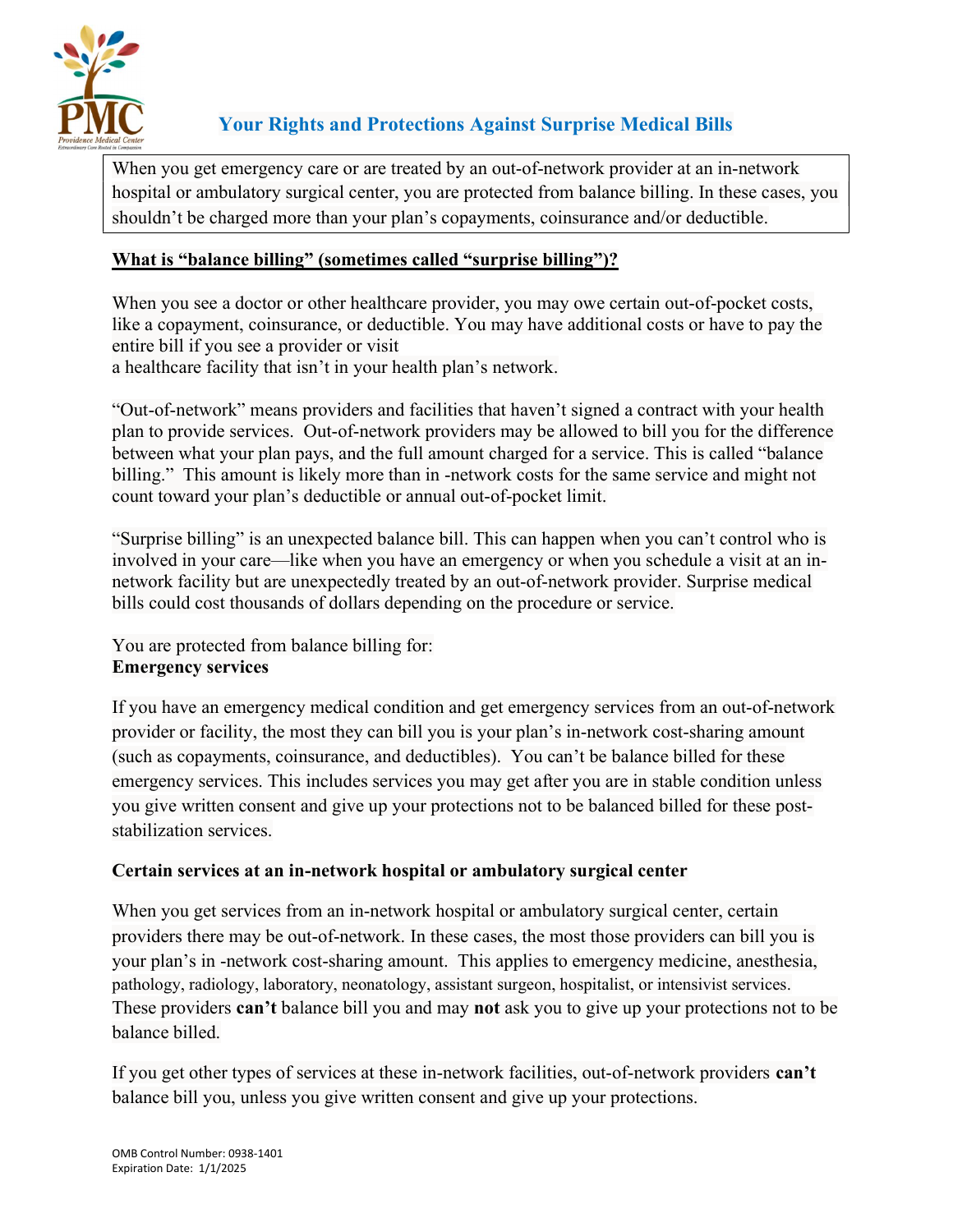# Your Rights and Protections Against Surprise Medical Bills

When you get emergency care or are treated by an out-of-network provider at an in-network hospital or ambulatory surgical center, you are protected from balance billing. In these cases, you shouldn't be charged more than your plan's copayments, coinsurance and/or deductible.

## What is "balance billing" (sometimes called "surprise billing")?

When you see a doctor or other healthcare provider, you may owe certain out-of-pocket costs, like a copayment, coinsurance, or deductible. You may have additional costs or have to pay the entire bill if you see a provider or visit
a healthcare facility that isn't in your health plan's network.

"Out-of-network" means providers and facilities that haven't signed a contract with your health plan to provide services. Out-of-network providers may be allowed to bill you for the difference between what your plan pays, and the full amount charged for a service. This is called "balance billing." This amount is likely more than in -network costs for the same service and might not count toward your plan's deductible or annual out-of-pocket limit.

"Surprise billing" is an unexpected balance bill. This can happen when you can't control who is involved in your care—like when you have an emergency or when you schedule a visit at an in-network facility but are unexpectedly treated by an out-of-network provider. Surprise medical bills could cost thousands of dollars depending on the procedure or service.

You are protected from balance billing for:

**Emergency services**

If you have an emergency medical condition and get emergency services from an out-of-network provider or facility, the most they can bill you is your plan's in-network cost-sharing amount (such as copayments, coinsurance, and deductibles). You can't be balance billed for these emergency services. This includes services you may get after you are in stable condition unless you give written consent and give up your protections not to be balanced billed for these post-stabilization services.

**Certain services at an in-network hospital or ambulatory surgical center**

When you get services from an in-network hospital or ambulatory surgical center, certain providers there may be out-of-network. In these cases, the most those providers can bill you is your plan's in -network cost-sharing amount. This applies to emergency medicine, anesthesia, pathology, radiology, laboratory, neonatology, assistant surgeon, hospitalist, or intensivist services. These providers **can't** balance bill you and may **not** ask you to give up your protections not to be balance billed.

If you get other types of services at these in-network facilities, out-of-network providers **can't** balance bill you, unless you give written consent and give up your protections.

OMB Control Number: 0938-1401
Expiration Date: 1/1/2025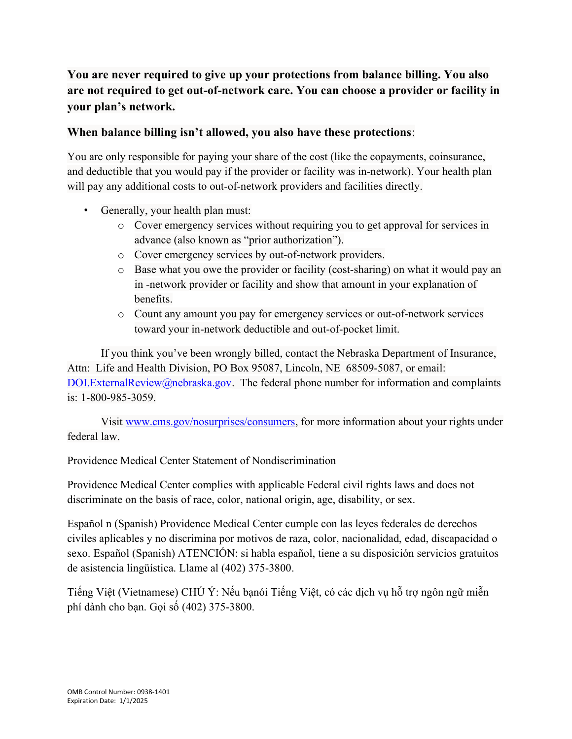**You are never required to give up your protections from balance billing. You also are not required to get out-of-network care. You can choose a provider or facility in your plan's network.**

**When balance billing isn't allowed, you also have these protections**:

You are only responsible for paying your share of the cost (like the copayments, coinsurance, and deductible that you would pay if the provider or facility was in-network). Your health plan will pay any additional costs to out-of-network providers and facilities directly.

- Generally, your health plan must:
  - Cover emergency services without requiring you to get approval for services in advance (also known as "prior authorization").
  - Cover emergency services by out-of-network providers.
  - Base what you owe the provider or facility (cost-sharing) on what it would pay an in -network provider or facility and show that amount in your explanation of benefits.
  - Count any amount you pay for emergency services or out-of-network services toward your in-network deductible and out-of-pocket limit.

If you think you've been wrongly billed, contact the Nebraska Department of Insurance, Attn: Life and Health Division, PO Box 95087, Lincoln, NE 68509-5087, or email: DOI.ExternalReview@nebraska.gov. The federal phone number for information and complaints is: 1-800-985-3059.

Visit www.cms.gov/nosurprises/consumers, for more information about your rights under federal law.

Providence Medical Center Statement of Nondiscrimination

Providence Medical Center complies with applicable Federal civil rights laws and does not discriminate on the basis of race, color, national origin, age, disability, or sex.

Español n (Spanish) Providence Medical Center cumple con las leyes federales de derechos civiles aplicables y no discrimina por motivos de raza, color, nacionalidad, edad, discapacidad o sexo. Español (Spanish) ATENCIÓN: si habla español, tiene a su disposición servicios gratuitos de asistencia lingüística. Llame al (402) 375-3800.

Tiếng Việt (Vietnamese) CHÚ Ý: Nếu bạnói Tiếng Việt, có các dịch vụ hỗ trợ ngôn ngữ miễn phí dành cho bạn. Gọi số (402) 375-3800.

OMB Control Number: 0938-1401
Expiration Date: 1/1/2025